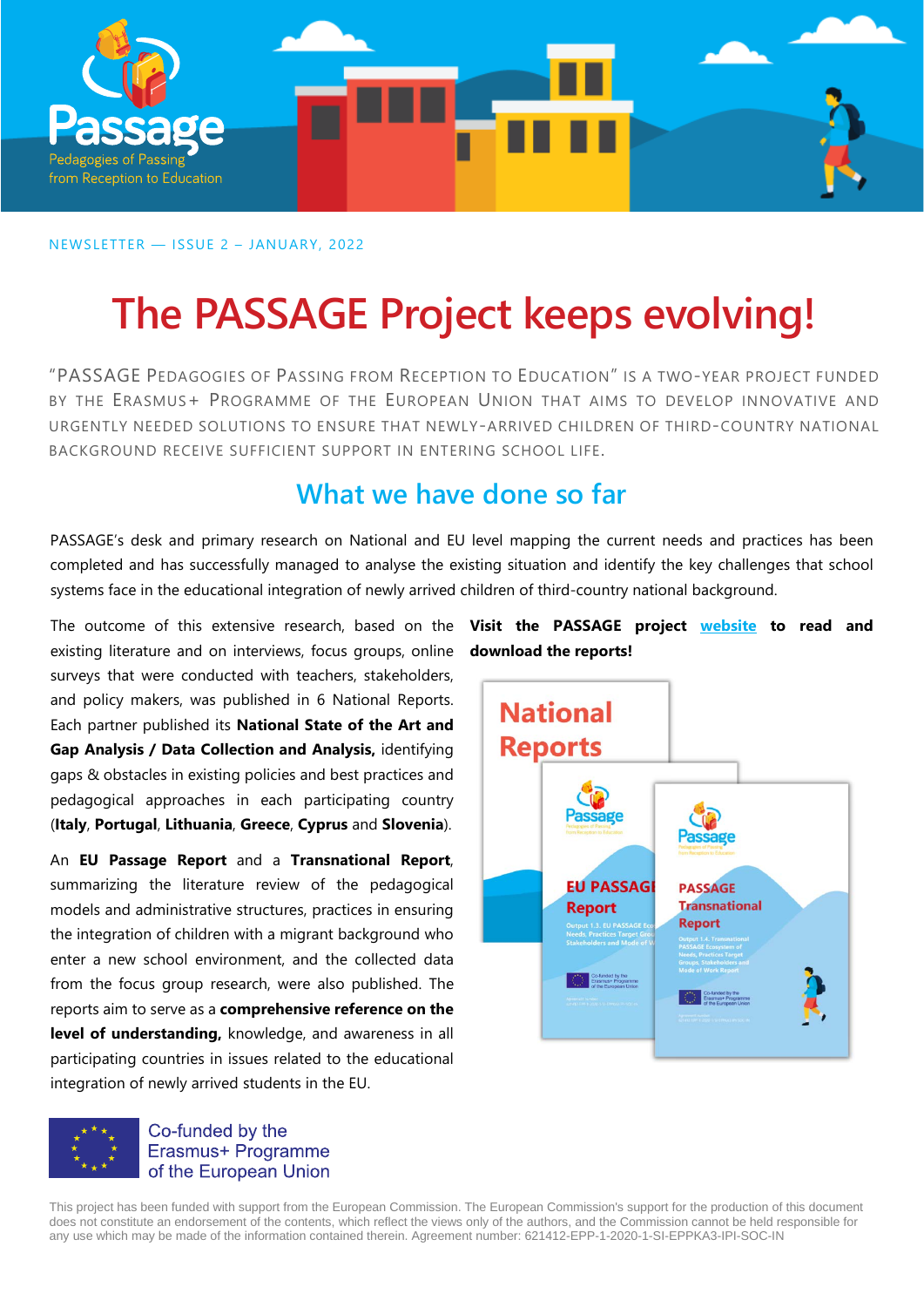Passage

Pedagogies of Passing from Reception to Education

NEWSLETTER — ISSUE 2 – JANUARY, 2022

# The PASSAGE Project keeps evolving!

"PASSAGE PEDAGOGIES OF PASSING FROM RECEPTION TO EDUCATION" IS A TWO-YEAR PROJECT FUNDED BY THE ERASMUS+ PROGRAMME OF THE EUROPEAN UNION THAT AIMS TO DEVELOP INNOVATIVE AND URGENTLY NEEDED SOLUTIONS TO ENSURE THAT NEWLY-ARRIVED CHILDREN OF THIRD-COUNTRY NATIONAL BACKGROUND RECEIVE SUFFICIENT SUPPORT IN ENTERING SCHOOL LIFE.

## What we have done so far

PASSAGE's desk and primary research on National and EU level mapping the current needs and practices has been completed and has successfully managed to analyse the existing situation and identify the key challenges that school systems face in the educational integration of newly arrived children of third-country national background.

The outcome of this extensive research, based on the existing literature and on interviews, focus groups, online surveys that were conducted with teachers, stakeholders, and policy makers, was published in 6 National Reports. Each partner published its **National State of the Art and Gap Analysis / Data Collection and Analysis,** identifying gaps & obstacles in existing policies and best practices and pedagogical approaches in each participating country (**Italy**, **Portugal**, **Lithuania**, **Greece**, **Cyprus** and **Slovenia**).

An **EU Passage Report** and a **Transnational Report**, summarizing the literature review of the pedagogical models and administrative structures, practices in ensuring the integration of children with a migrant background who enter a new school environment, and the collected data from the focus group research, were also published. The reports aim to serve as a **comprehensive reference on the level of understanding,** knowledge, and awareness in all participating countries in issues related to the educational integration of newly arrived students in the EU.

**Visit the PASSAGE project website to read and download the reports!**

Co-funded by the Erasmus+ Programme of the European Union

This project has been funded with support from the European Commission. The European Commission's support for the production of this document does not constitute an endorsement of the contents, which reflect the views only of the authors, and the Commission cannot be held responsible for any use which may be made of the information contained therein. Agreement number: 621412-EPP-1-2020-1-SI-EPPKA3-IPI-SOC-IN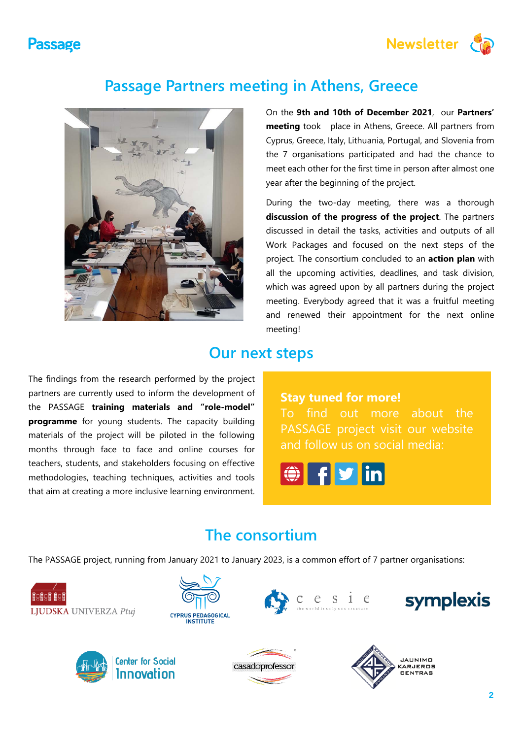# Passage Partners meeting in Athens, Greece

On the **9th and 10th of December 2021**, our **Partners' meeting** took place in Athens, Greece. All partners from Cyprus, Greece, Italy, Lithuania, Portugal, and Slovenia from the 7 organisations participated and had the chance to meet each other for the first time in person after almost one year after the beginning of the project.

During the two-day meeting, there was a thorough **discussion of the progress of the project**. The partners discussed in detail the tasks, activities and outputs of all Work Packages and focused on the next steps of the project. The consortium concluded to an **action plan** with all the upcoming activities, deadlines, and task division, which was agreed upon by all partners during the project meeting. Everybody agreed that it was a fruitful meeting and renewed their appointment for the next online meeting!

## Our next steps

The findings from the research performed by the project partners are currently used to inform the development of the PASSAGE **training materials and "role-model" programme** for young students. The capacity building materials of the project will be piloted in the following months through face to face and online courses for teachers, students, and stakeholders focusing on effective methodologies, teaching techniques, activities and tools that aim at creating a more inclusive learning environment.

**Stay tuned for more!**
To find out more about the PASSAGE project visit our website and follow us on social media:

## The consortium

The PASSAGE project, running from January 2021 to January 2023, is a common effort of 7 partner organisations:

LJUDSKA UNIVERZA Ptuj

CYPRUS PEDAGOGICAL INSTITUTE

cesie – the world is only one creature

symplexis

Center for Social Innovation

casadoprofessor

JAUNIMO KARJEROS CENTRAS